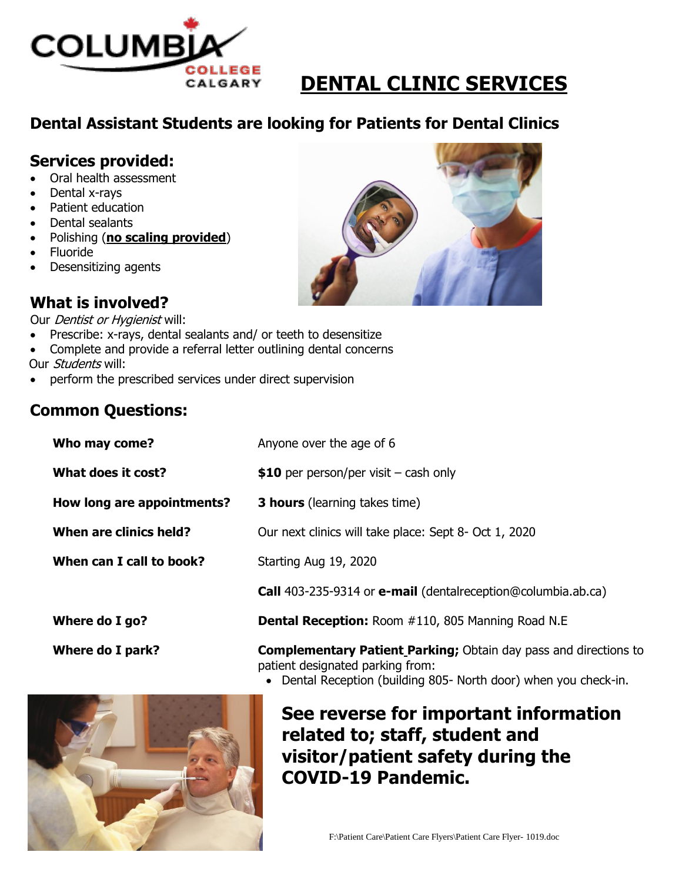COLUMBIA COLLEGE CALGARY

# DENTAL CLINIC SERVICES

## Dental Assistant Students are looking for Patients for Dental Clinics

### Services provided:

- Oral health assessment
- Dental x-rays
- Patient education
- Dental sealants
- Polishing (**no scaling provided**)
- Fluoride
- Desensitizing agents

### What is involved?

Our *Dentist or Hygienist* will:

- Prescribe: x-rays, dental sealants and/ or teeth to desensitize
- Complete and provide a referral letter outlining dental concerns

Our *Students* will:

- perform the prescribed services under direct supervision

### Common Questions:

| | |
|---|---|
| **Who may come?** | Anyone over the age of 6 |
| **What does it cost?** | **$10** per person/per visit – cash only |
| **How long are appointments?** | **3 hours** (learning takes time) |
| **When are clinics held?** | Our next clinics will take place: Sept 8- Oct 1, 2020 |
| **When can I call to book?** | Starting Aug 19, 2020 |
| | **Call** 403-235-9314 or **e-mail** (dentalreception@columbia.ab.ca) |
| **Where do I go?** | **Dental Reception:** Room #110, 805 Manning Road N.E |
| **Where do I park?** | **Complementary Patient Parking;** Obtain day pass and directions to patient designated parking from: • Dental Reception (building 805- North door) when you check-in. |

**See reverse for important information related to; staff, student and visitor/patient safety during the COVID-19 Pandemic.**

F:\Patient Care\Patient Care Flyers\Patient Care Flyer- 1019.doc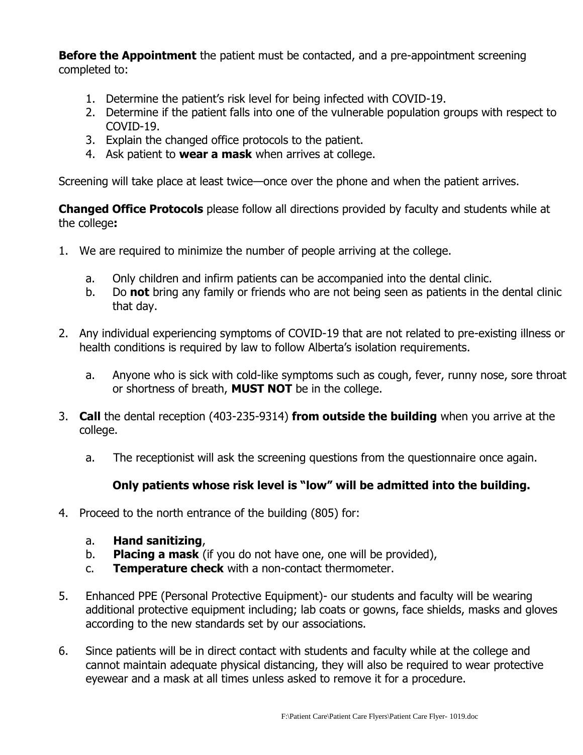**Before the Appointment** the patient must be contacted, and a pre-appointment screening completed to:

1. Determine the patient's risk level for being infected with COVID-19.
2. Determine if the patient falls into one of the vulnerable population groups with respect to COVID-19.
3. Explain the changed office protocols to the patient.
4. Ask patient to **wear a mask** when arrives at college.

Screening will take place at least twice—once over the phone and when the patient arrives.

**Changed Office Protocols** please follow all directions provided by faculty and students while at the college**:**

1. We are required to minimize the number of people arriving at the college.
   a. Only children and infirm patients can be accompanied into the dental clinic.
   b. Do **not** bring any family or friends who are not being seen as patients in the dental clinic that day.

2. Any individual experiencing symptoms of COVID-19 that are not related to pre-existing illness or health conditions is required by law to follow Alberta's isolation requirements.
   a. Anyone who is sick with cold-like symptoms such as cough, fever, runny nose, sore throat or shortness of breath, **MUST NOT** be in the college.

3. **Call** the dental reception (403-235-9314) **from outside the building** when you arrive at the college.
   a. The receptionist will ask the screening questions from the questionnaire once again.

   **Only patients whose risk level is "low" will be admitted into the building.**

4. Proceed to the north entrance of the building (805) for:
   a. **Hand sanitizing**,
   b. **Placing a mask** (if you do not have one, one will be provided),
   c. **Temperature check** with a non-contact thermometer.

5. Enhanced PPE (Personal Protective Equipment)- our students and faculty will be wearing additional protective equipment including; lab coats or gowns, face shields, masks and gloves according to the new standards set by our associations.

6. Since patients will be in direct contact with students and faculty while at the college and cannot maintain adequate physical distancing, they will also be required to wear protective eyewear and a mask at all times unless asked to remove it for a procedure.